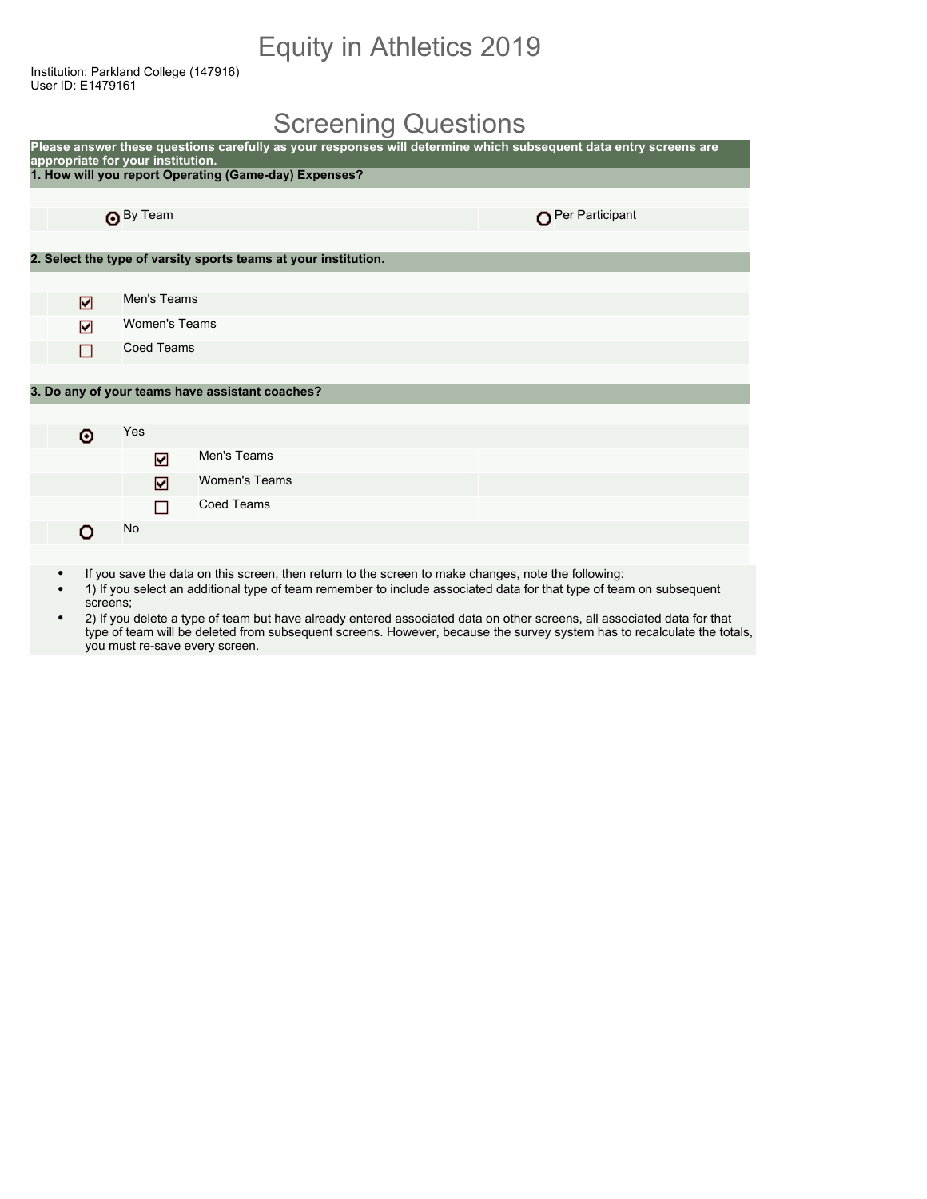# Equity in Athletics 2019

Institution: Parkland College (147916)
User ID: E1479161

## Screening Questions

**Please answer these questions carefully as your responses will determine which subsequent data entry screens are appropriate for your institution.**

**1. How will you report Operating (Game-day) Expenses?**

- (●) By Team
- ( ) Per Participant

**2. Select the type of varsity sports teams at your institution.**

- [x] Men's Teams
- [x] Women's Teams
- [ ] Coed Teams

**3. Do any of your teams have assistant coaches?**

- (●) Yes
  - [x] Men's Teams
  - [x] Women's Teams
  - [ ] Coed Teams
- ( ) No

- If you save the data on this screen, then return to the screen to make changes, note the following:
- 1) If you select an additional type of team remember to include associated data for that type of team on subsequent screens;
- 2) If you delete a type of team but have already entered associated data on other screens, all associated data for that type of team will be deleted from subsequent screens. However, because the survey system has to recalculate the totals, you must re-save every screen.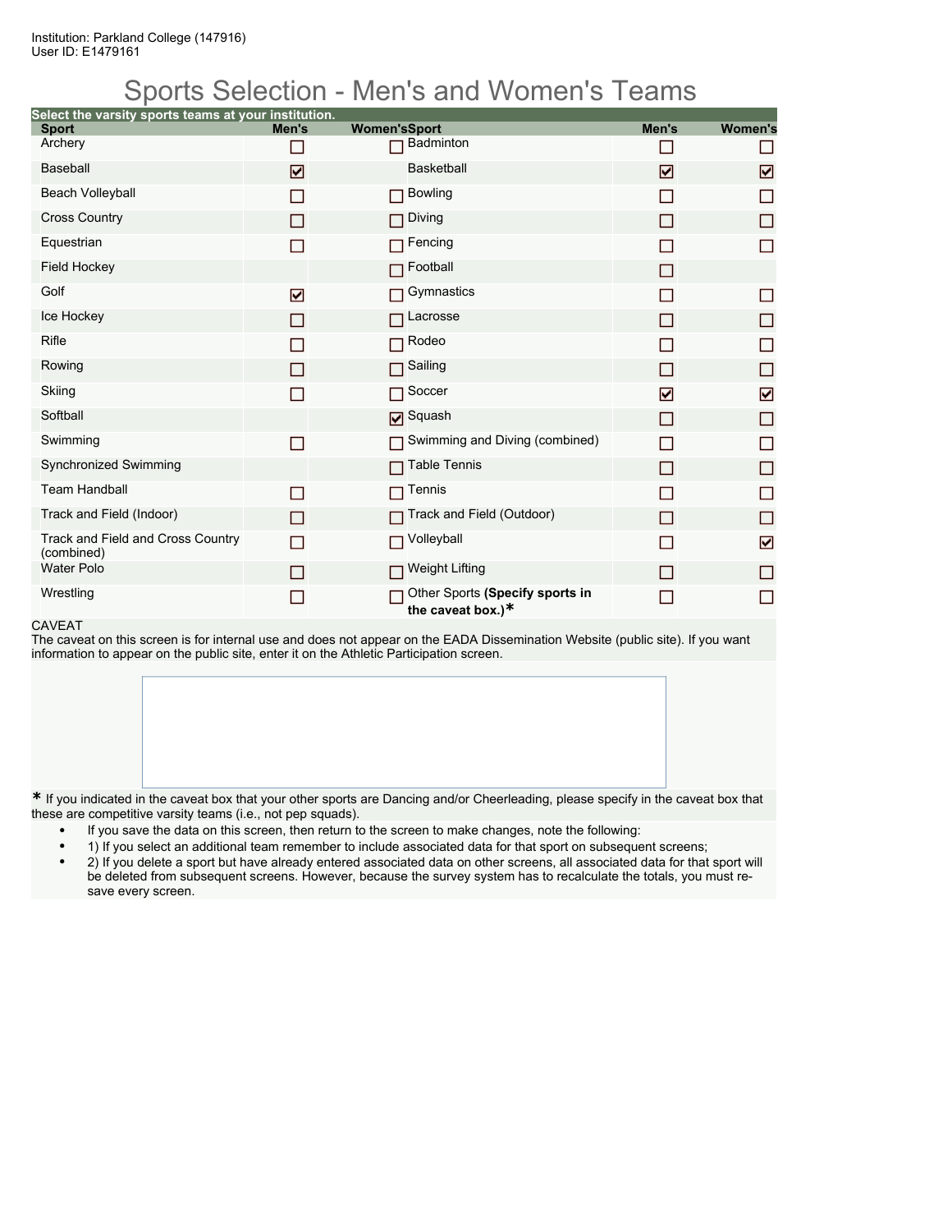Institution: Parkland College (147916)
User ID: E1479161

# Sports Selection - Men's and Women's Teams

**Select the varsity sports teams at your institution.**

| Sport | Men's | Women's | Sport | Men's | Women's |
|---|---|---|---|---|---|
| Archery | ☐ | ☐ | Badminton | ☐ | ☐ |
| Baseball | ☑ | | Basketball | ☑ | ☑ |
| Beach Volleyball | ☐ | ☐ | Bowling | ☐ | ☐ |
| Cross Country | ☐ | ☐ | Diving | ☐ | ☐ |
| Equestrian | ☐ | ☐ | Fencing | ☐ | ☐ |
| Field Hockey | | ☐ | Football | ☐ | |
| Golf | ☑ | ☐ | Gymnastics | ☐ | ☐ |
| Ice Hockey | ☐ | ☐ | Lacrosse | ☐ | ☐ |
| Rifle | ☐ | ☐ | Rodeo | ☐ | ☐ |
| Rowing | ☐ | ☐ | Sailing | ☐ | ☐ |
| Skiing | ☐ | ☐ | Soccer | ☑ | ☑ |
| Softball | | ☑ | Squash | ☐ | ☐ |
| Swimming | ☐ | ☐ | Swimming and Diving (combined) | ☐ | ☐ |
| Synchronized Swimming | | ☐ | Table Tennis | ☐ | ☐ |
| Team Handball | ☐ | ☐ | Tennis | ☐ | ☐ |
| Track and Field (Indoor) | ☐ | ☐ | Track and Field (Outdoor) | ☐ | ☐ |
| Track and Field and Cross Country (combined) | ☐ | ☐ | Volleyball | ☐ | ☑ |
| Water Polo | ☐ | ☐ | Weight Lifting | ☐ | ☐ |
| Wrestling | ☐ | ☐ | Other Sports **(Specify sports in the caveat box.)*** | ☐ | ☐ |

CAVEAT

The caveat on this screen is for internal use and does not appear on the EADA Dissemination Website (public site). If you want information to appear on the public site, enter it on the Athletic Participation screen.

\* If you indicated in the caveat box that your other sports are Dancing and/or Cheerleading, please specify in the caveat box that these are competitive varsity teams (i.e., not pep squads).

- If you save the data on this screen, then return to the screen to make changes, note the following:
- 1) If you select an additional team remember to include associated data for that sport on subsequent screens;
- 2) If you delete a sport but have already entered associated data on other screens, all associated data for that sport will be deleted from subsequent screens. However, because the survey system has to recalculate the totals, you must re-save every screen.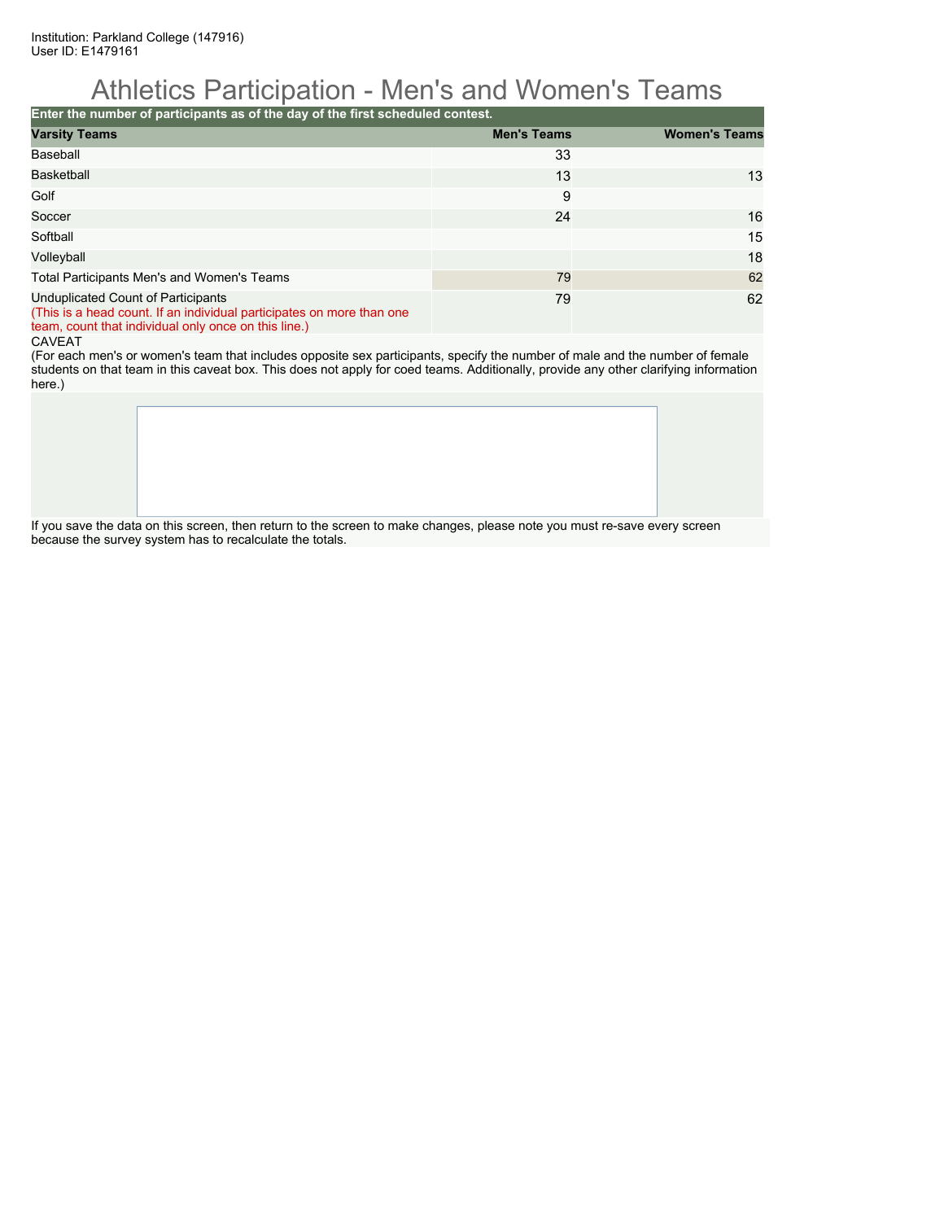Institution: Parkland College (147916)
User ID: E1479161

# Athletics Participation - Men's and Women's Teams

**Enter the number of participants as of the day of the first scheduled contest.**

| Varsity Teams | Men's Teams | Women's Teams |
|---|---|---|
| Baseball | 33 | |
| Basketball | 13 | 13 |
| Golf | 9 | |
| Soccer | 24 | 16 |
| Softball | | 15 |
| Volleyball | | 18 |
| Total Participants Men's and Women's Teams | 79 | 62 |
| Unduplicated Count of Participants (This is a head count. If an individual participates on more than one team, count that individual only once on this line.) | 79 | 62 |

CAVEAT
(For each men's or women's team that includes opposite sex participants, specify the number of male and the number of female students on that team in this caveat box. This does not apply for coed teams. Additionally, provide any other clarifying information here.)

If you save the data on this screen, then return to the screen to make changes, please note you must re-save every screen because the survey system has to recalculate the totals.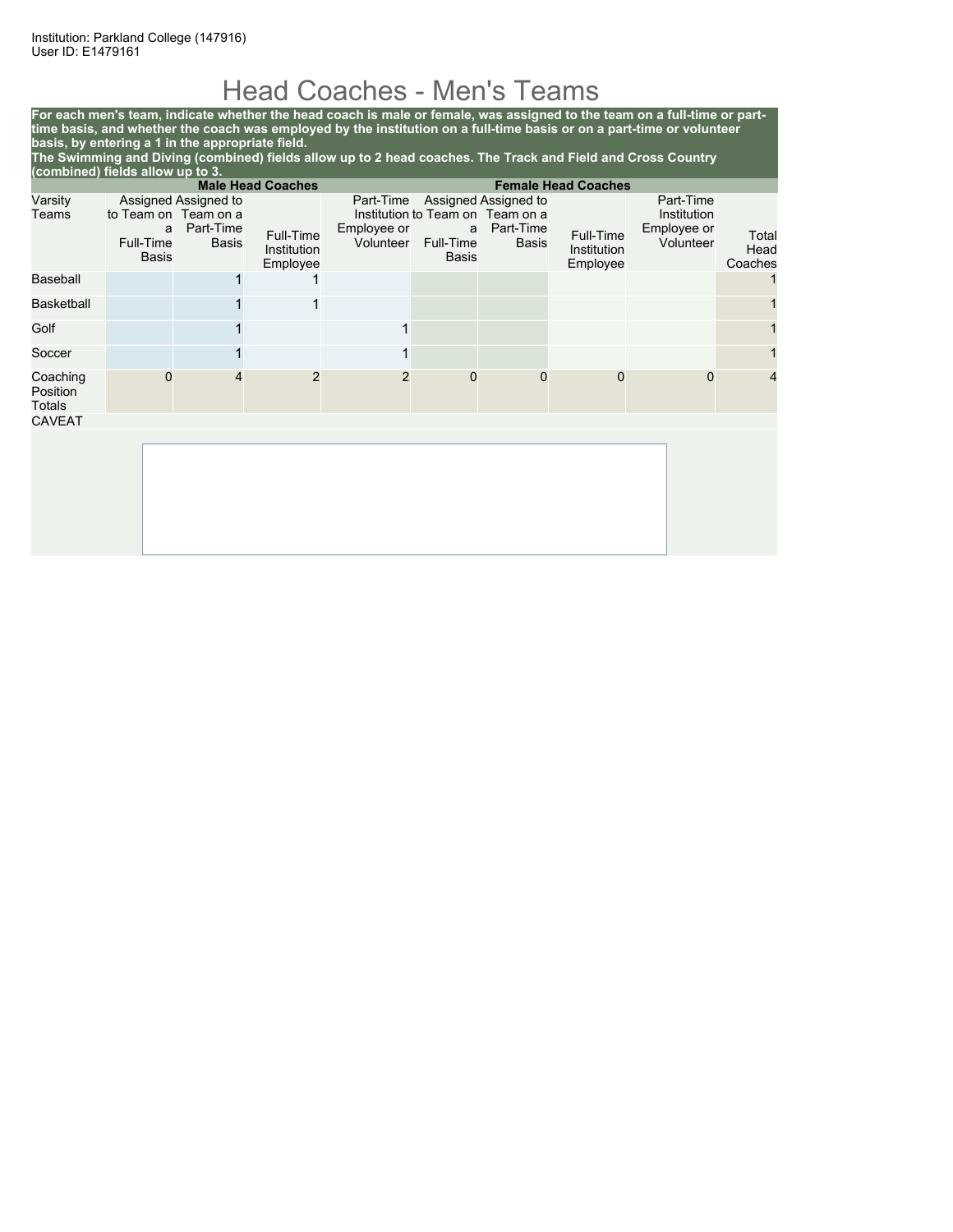Institution: Parkland College (147916)
User ID: E1479161

# Head Coaches - Men's Teams

**For each men's team, indicate whether the head coach is male or female, was assigned to the team on a full-time or part-time basis, and whether the coach was employed by the institution on a full-time basis or on a part-time or volunteer basis, by entering a 1 in the appropriate field.**
**The Swimming and Diving (combined) fields allow up to 2 head coaches. The Track and Field and Cross Country (combined) fields allow up to 3.**

| | Male Head Coaches | | | | Female Head Coaches | | | | |
|---|---|---|---|---|---|---|---|---|---|
| Varsity Teams | Assigned to Team on a Full-Time Basis | Assigned to Team on a Part-Time Basis | Full-Time Institution Employee | Part-Time Institution Employee or Volunteer | Assigned to Team on a Full-Time Basis | Assigned to Team on a Part-Time Basis | Full-Time Institution Employee | Part-Time Institution Employee or Volunteer | Total Head Coaches |
| Baseball | | 1 | 1 | | | | | | 1 |
| Basketball | | 1 | 1 | | | | | | 1 |
| Golf | | 1 | | 1 | | | | | 1 |
| Soccer | | 1 | | 1 | | | | | 1 |
| Coaching Position Totals | 0 | 4 | 2 | 2 | 0 | 0 | 0 | 0 | 4 |

CAVEAT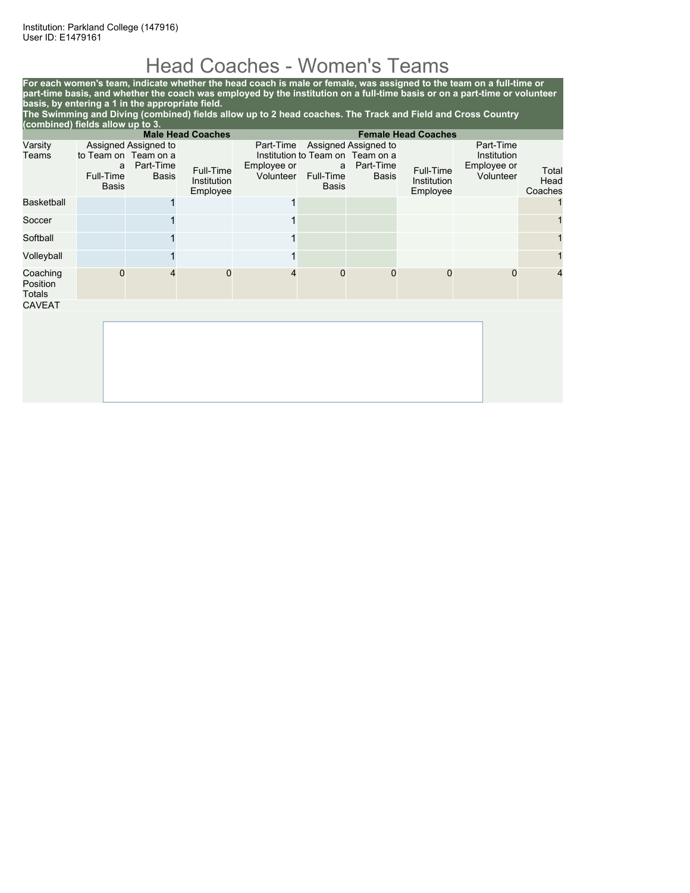Institution: Parkland College (147916)
User ID: E1479161

# Head Coaches - Women's Teams

**For each women's team, indicate whether the head coach is male or female, was assigned to the team on a full-time or part-time basis, and whether the coach was employed by the institution on a full-time basis or on a part-time or volunteer basis, by entering a 1 in the appropriate field.**
**The Swimming and Diving (combined) fields allow up to 2 head coaches. The Track and Field and Cross Country (combined) fields allow up to 3.**

| | Male Head Coaches | | | | Female Head Coaches | | | | |
|---|---|---|---|---|---|---|---|---|---|
| Varsity Teams | Assigned to Team on a Full-Time Basis | Assigned to Team on a Part-Time Basis | Full-Time Institution Employee | Part-Time Institution Employee or Volunteer | Assigned to Team on a Full-Time Basis | Assigned to Team on a Part-Time Basis | Full-Time Institution Employee | Part-Time Institution Employee or Volunteer | Total Head Coaches |
| Basketball | | 1 | | 1 | | | | | 1 |
| Soccer | | 1 | | 1 | | | | | 1 |
| Softball | | 1 | | 1 | | | | | 1 |
| Volleyball | | 1 | | 1 | | | | | 1 |
| Coaching Position Totals | 0 | 4 | 0 | 4 | 0 | 0 | 0 | 0 | 4 |

CAVEAT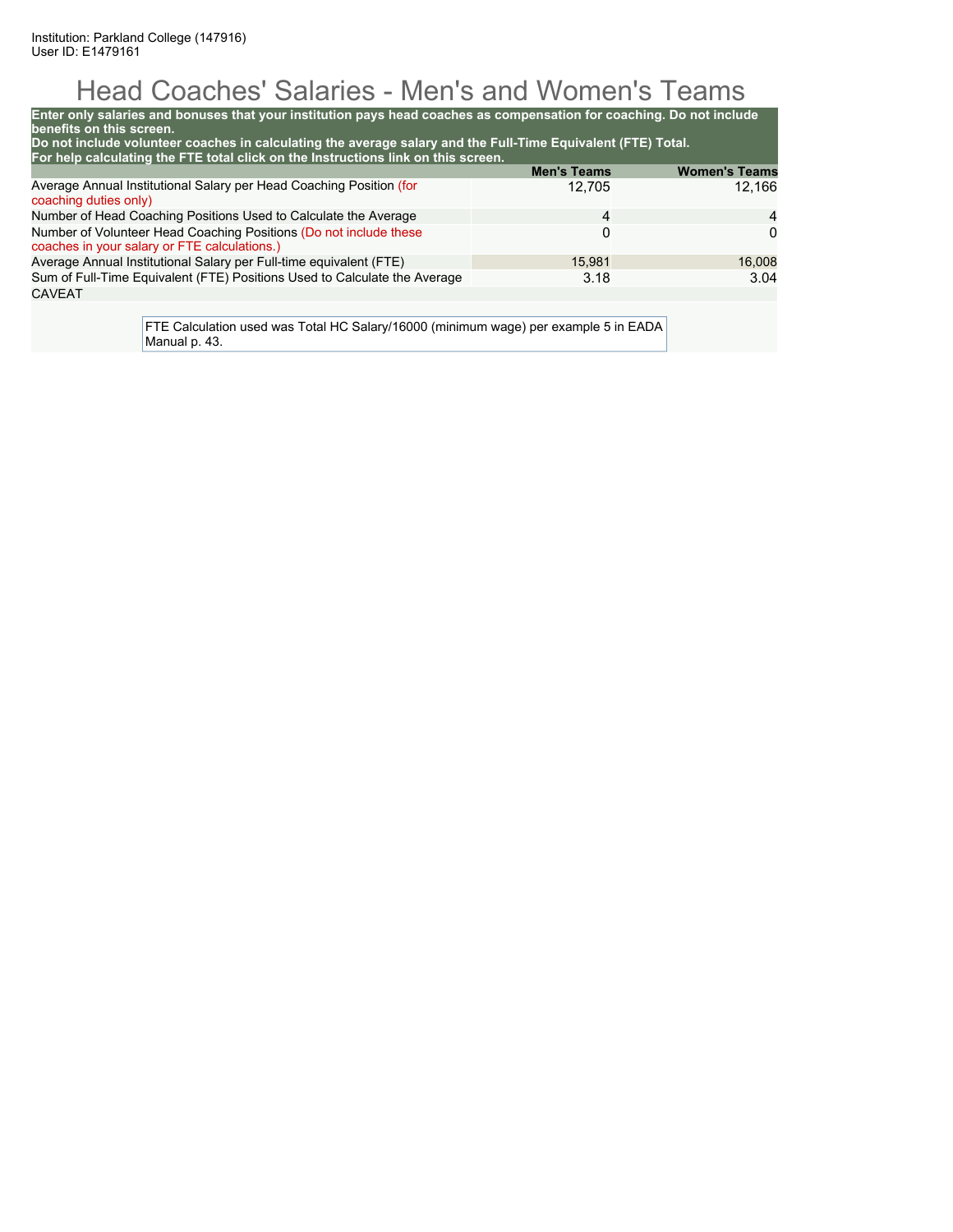Institution: Parkland College (147916)
User ID: E1479161

# Head Coaches' Salaries - Men's and Women's Teams

**Enter only salaries and bonuses that your institution pays head coaches as compensation for coaching. Do not include benefits on this screen.**
**Do not include volunteer coaches in calculating the average salary and the Full-Time Equivalent (FTE) Total.**
**For help calculating the FTE total click on the Instructions link on this screen.**

| | Men's Teams | Women's Teams |
|---|---|---|
| Average Annual Institutional Salary per Head Coaching Position (for coaching duties only) | 12,705 | 12,166 |
| Number of Head Coaching Positions Used to Calculate the Average | 4 | 4 |
| Number of Volunteer Head Coaching Positions (Do not include these coaches in your salary or FTE calculations.) | 0 | 0 |
| Average Annual Institutional Salary per Full-time equivalent (FTE) | 15,981 | 16,008 |
| Sum of Full-Time Equivalent (FTE) Positions Used to Calculate the Average | 3.18 | 3.04 |

CAVEAT

FTE Calculation used was Total HC Salary/16000 (minimum wage) per example 5 in EADA Manual p. 43.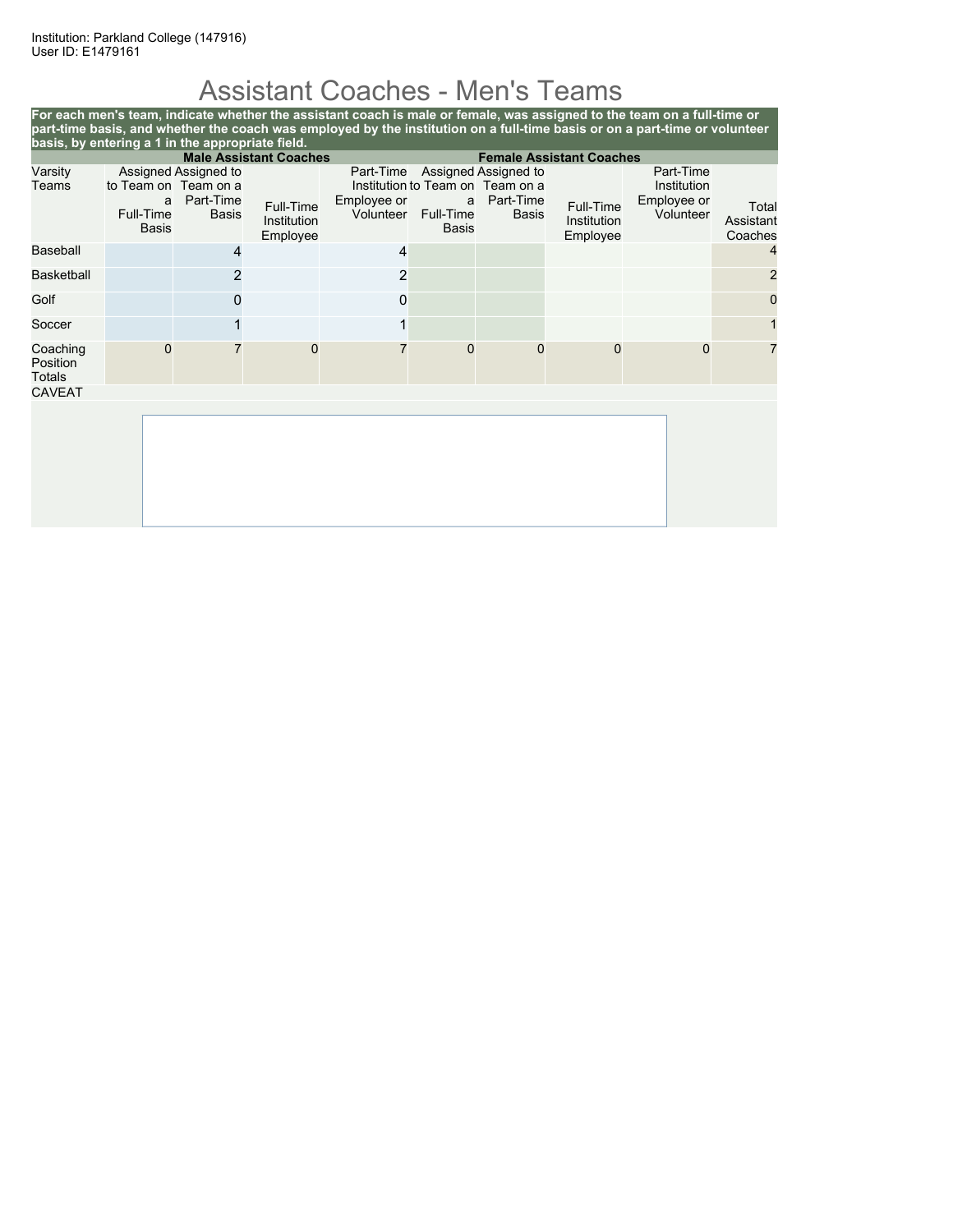Institution: Parkland College (147916)
User ID: E1479161

# Assistant Coaches - Men's Teams

**For each men's team, indicate whether the assistant coach is male or female, was assigned to the team on a full-time or part-time basis, and whether the coach was employed by the institution on a full-time basis or on a part-time or volunteer basis, by entering a 1 in the appropriate field.**

| | Male Assistant Coaches | | | | Female Assistant Coaches | | | | |
|---|---|---|---|---|---|---|---|---|---|
| Varsity Teams | Assigned to Team on a Full-Time Basis | Assigned to Team on a Part-Time Basis | Full-Time Institution Employee | Part-Time Institution Employee or Volunteer | Assigned to Team on a Full-Time Basis | Assigned to Team on a Part-Time Basis | Full-Time Institution Employee | Part-Time Institution Employee or Volunteer | Total Assistant Coaches |
| Baseball | | 4 | | 4 | | | | | 4 |
| Basketball | | 2 | | 2 | | | | | 2 |
| Golf | | 0 | | 0 | | | | | 0 |
| Soccer | | 1 | | 1 | | | | | 1 |
| Coaching Position Totals | 0 | 7 | 0 | 7 | 0 | 0 | 0 | 0 | 7 |

CAVEAT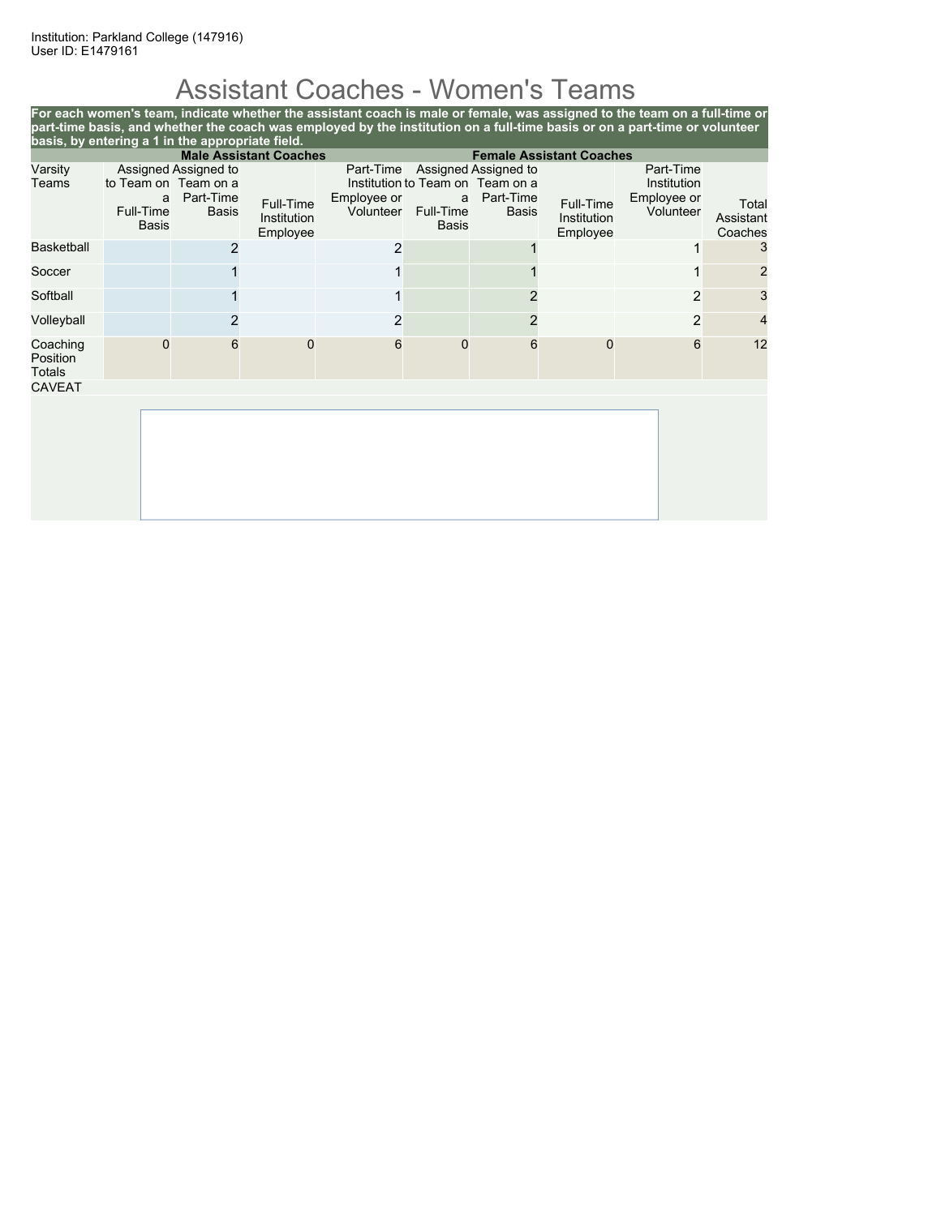Institution: Parkland College (147916)
User ID: E1479161

# Assistant Coaches - Women's Teams

**For each women's team, indicate whether the assistant coach is male or female, was assigned to the team on a full-time or part-time basis, and whether the coach was employed by the institution on a full-time basis or on a part-time or volunteer basis, by entering a 1 in the appropriate field.**

| | Male Assistant Coaches | | | | Female Assistant Coaches | | | | |
|---|---|---|---|---|---|---|---|---|---|
| Varsity Teams | Assigned to Team on a Full-Time Basis | Assigned to Team on a Part-Time Basis | Full-Time Institution Employee | Part-Time Institution Employee or Volunteer | Assigned to Team on a Full-Time Basis | Assigned to Team on a Part-Time Basis | Full-Time Institution Employee | Part-Time Institution Employee or Volunteer | Total Assistant Coaches |
| Basketball | | 2 | | 2 | | 1 | | 1 | 3 |
| Soccer | | 1 | | 1 | | 1 | | 1 | 2 |
| Softball | | 1 | | 1 | | 2 | | 2 | 3 |
| Volleyball | | 2 | | 2 | | 2 | | 2 | 4 |
| Coaching Position Totals | 0 | 6 | 0 | 6 | 0 | 6 | 0 | 6 | 12 |

CAVEAT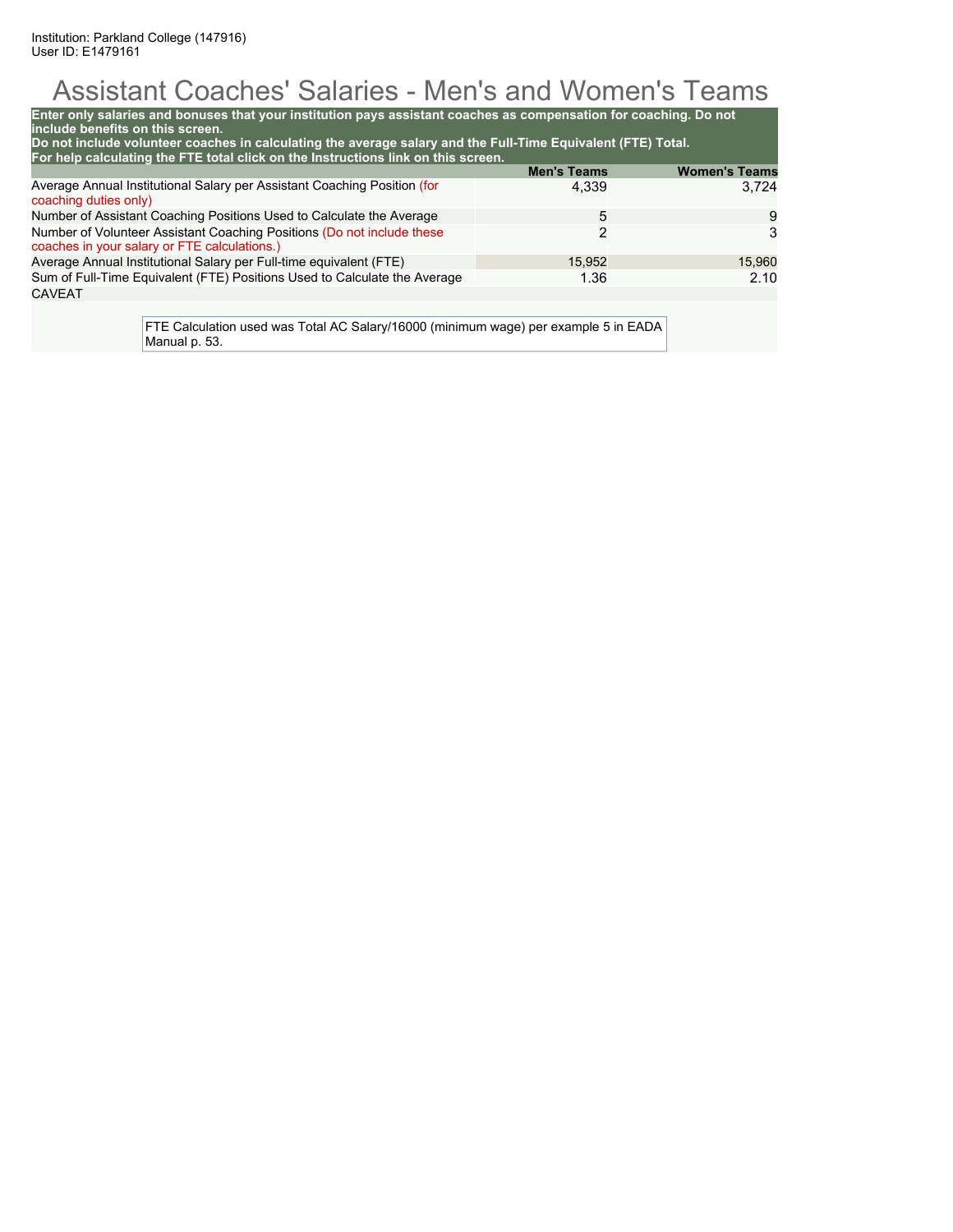Institution: Parkland College (147916)
User ID: E1479161

# Assistant Coaches' Salaries - Men's and Women's Teams

**Enter only salaries and bonuses that your institution pays assistant coaches as compensation for coaching. Do not include benefits on this screen.**
**Do not include volunteer coaches in calculating the average salary and the Full-Time Equivalent (FTE) Total.**
**For help calculating the FTE total click on the Instructions link on this screen.**

| | Men's Teams | Women's Teams |
|---|---|---|
| Average Annual Institutional Salary per Assistant Coaching Position (for coaching duties only) | 4,339 | 3,724 |
| Number of Assistant Coaching Positions Used to Calculate the Average | 5 | 9 |
| Number of Volunteer Assistant Coaching Positions (Do not include these coaches in your salary or FTE calculations.) | 2 | 3 |
| Average Annual Institutional Salary per Full-time equivalent (FTE) | 15,952 | 15,960 |
| Sum of Full-Time Equivalent (FTE) Positions Used to Calculate the Average | 1.36 | 2.10 |

CAVEAT

FTE Calculation used was Total AC Salary/16000 (minimum wage) per example 5 in EADA Manual p. 53.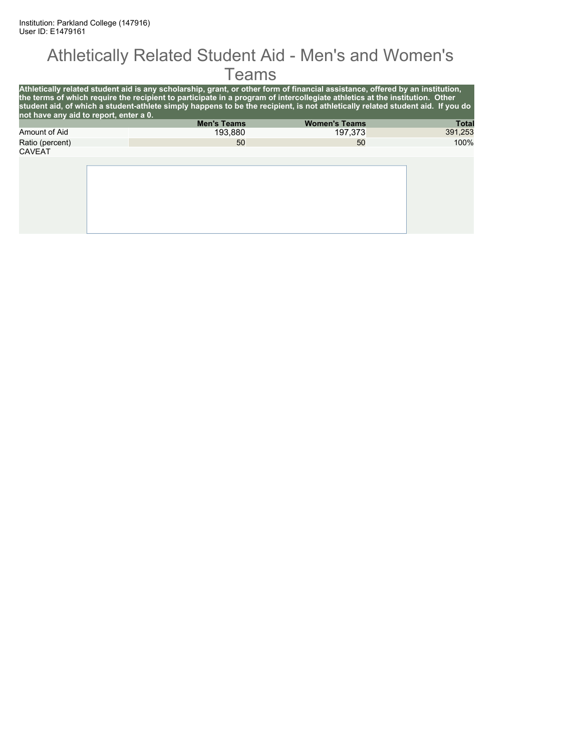Institution: Parkland College (147916)
User ID: E1479161

# Athletically Related Student Aid - Men's and Women's Teams

**Athletically related student aid is any scholarship, grant, or other form of financial assistance, offered by an institution, the terms of which require the recipient to participate in a program of intercollegiate athletics at the institution. Other student aid, of which a student-athlete simply happens to be the recipient, is not athletically related student aid. If you do not have any aid to report, enter a 0.**

| | Men's Teams | Women's Teams | Total |
|---|---|---|---|
| Amount of Aid | 193,880 | 197,373 | 391,253 |
| Ratio (percent) | 50 | 50 | 100% |

CAVEAT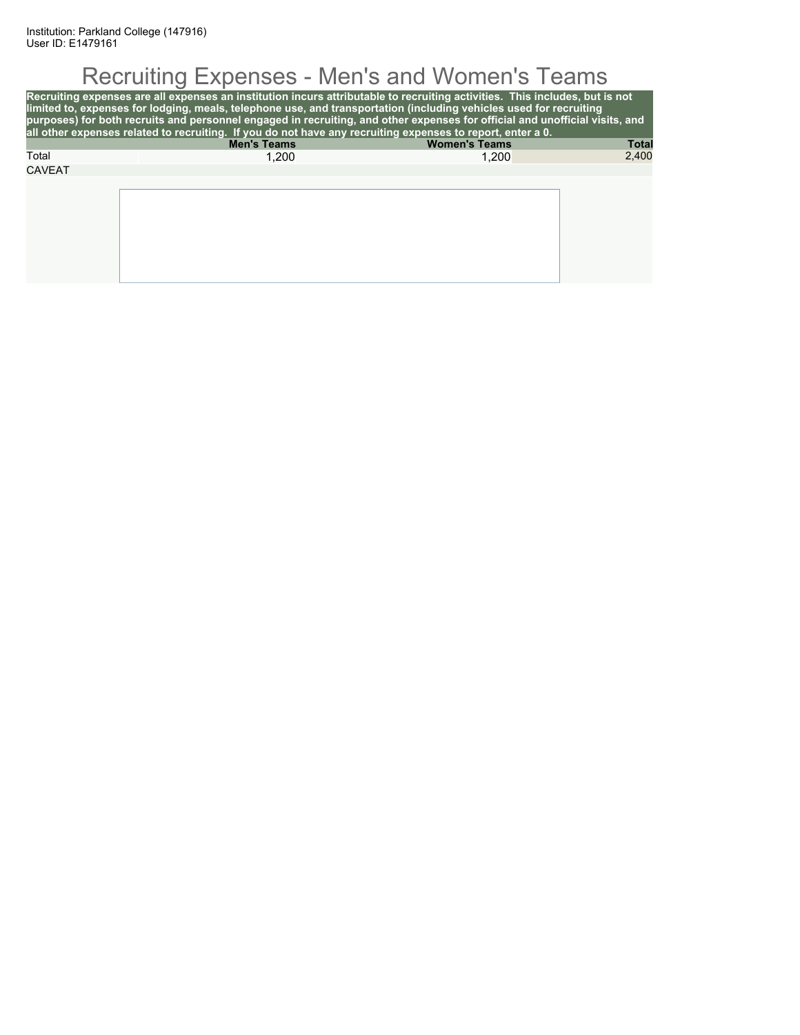Institution: Parkland College (147916)
User ID: E1479161

# Recruiting Expenses - Men's and Women's Teams

**Recruiting expenses are all expenses an institution incurs attributable to recruiting activities. This includes, but is not limited to, expenses for lodging, meals, telephone use, and transportation (including vehicles used for recruiting purposes) for both recruits and personnel engaged in recruiting, and other expenses for official and unofficial visits, and all other expenses related to recruiting. If you do not have any recruiting expenses to report, enter a 0.**

| | Men's Teams | Women's Teams | Total |
|---|---|---|---|
| Total | 1,200 | 1,200 | 2,400 |

CAVEAT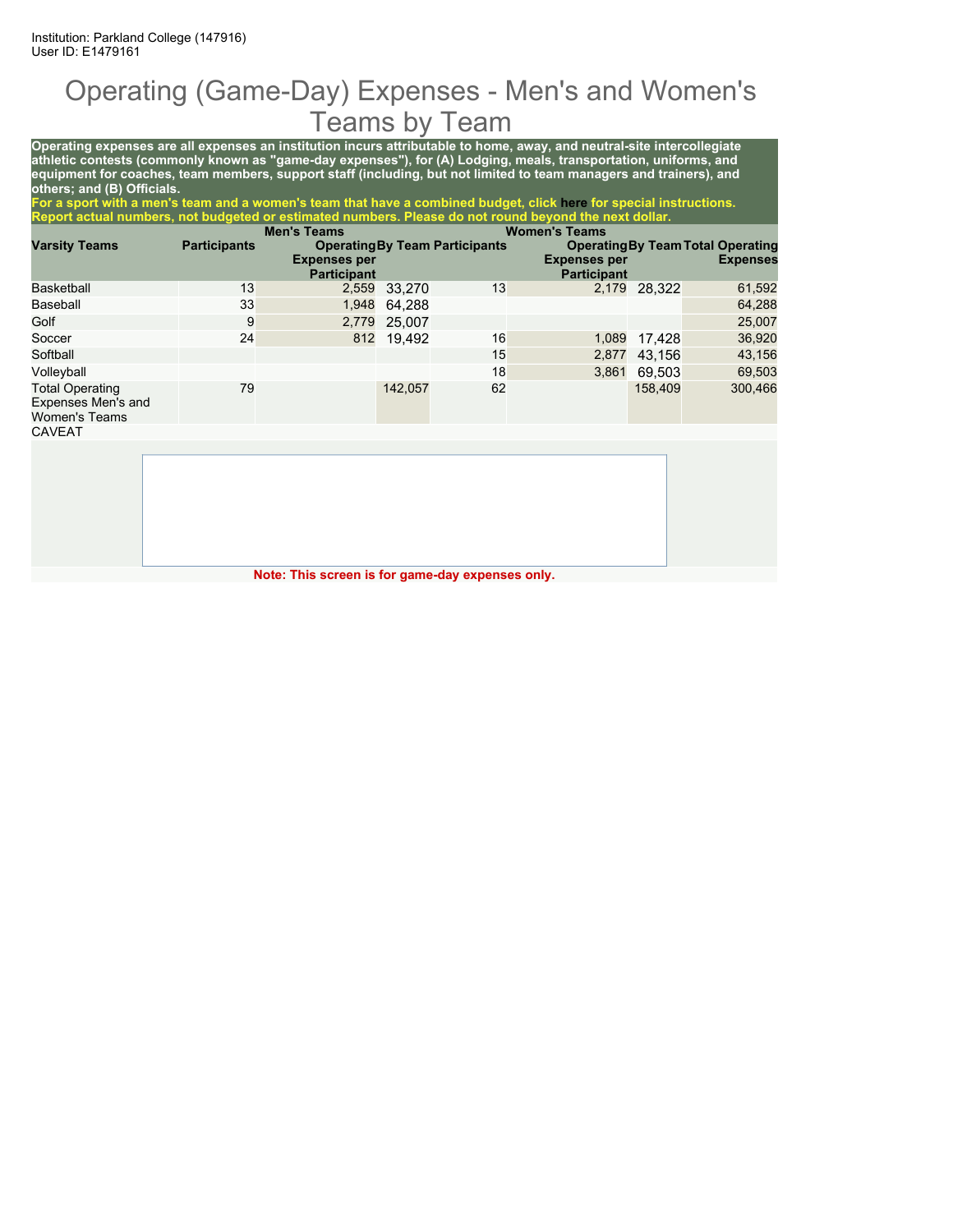Institution: Parkland College (147916)
User ID: E1479161

# Operating (Game-Day) Expenses - Men's and Women's Teams by Team

**Operating expenses are all expenses an institution incurs attributable to home, away, and neutral-site intercollegiate athletic contests (commonly known as "game-day expenses"), for (A) Lodging, meals, transportation, uniforms, and equipment for coaches, team members, support staff (including, but not limited to team managers and trainers), and others; and (B) Officials.**

**For a sport with a men's team and a women's team that have a combined budget, click here for special instructions. Report actual numbers, not budgeted or estimated numbers. Please do not round beyond the next dollar.**

| | Men's Teams | | | Women's Teams | | | |
|---|---|---|---|---|---|---|---|
| Varsity Teams | Participants | Operating Expenses per Participant | By Team | Participants | Operating Expenses per Participant | By Team | Total Operating Expenses |
| Basketball | 13 | 2,559 | 33,270 | 13 | 2,179 | 28,322 | 61,592 |
| Baseball | 33 | 1,948 | 64,288 | | | | 64,288 |
| Golf | 9 | 2,779 | 25,007 | | | | 25,007 |
| Soccer | 24 | 812 | 19,492 | 16 | 1,089 | 17,428 | 36,920 |
| Softball | | | | 15 | 2,877 | 43,156 | 43,156 |
| Volleyball | | | | 18 | 3,861 | 69,503 | 69,503 |
| Total Operating Expenses Men's and Women's Teams | 79 | | 142,057 | 62 | | 158,409 | 300,466 |

CAVEAT

**Note: This screen is for game-day expenses only.**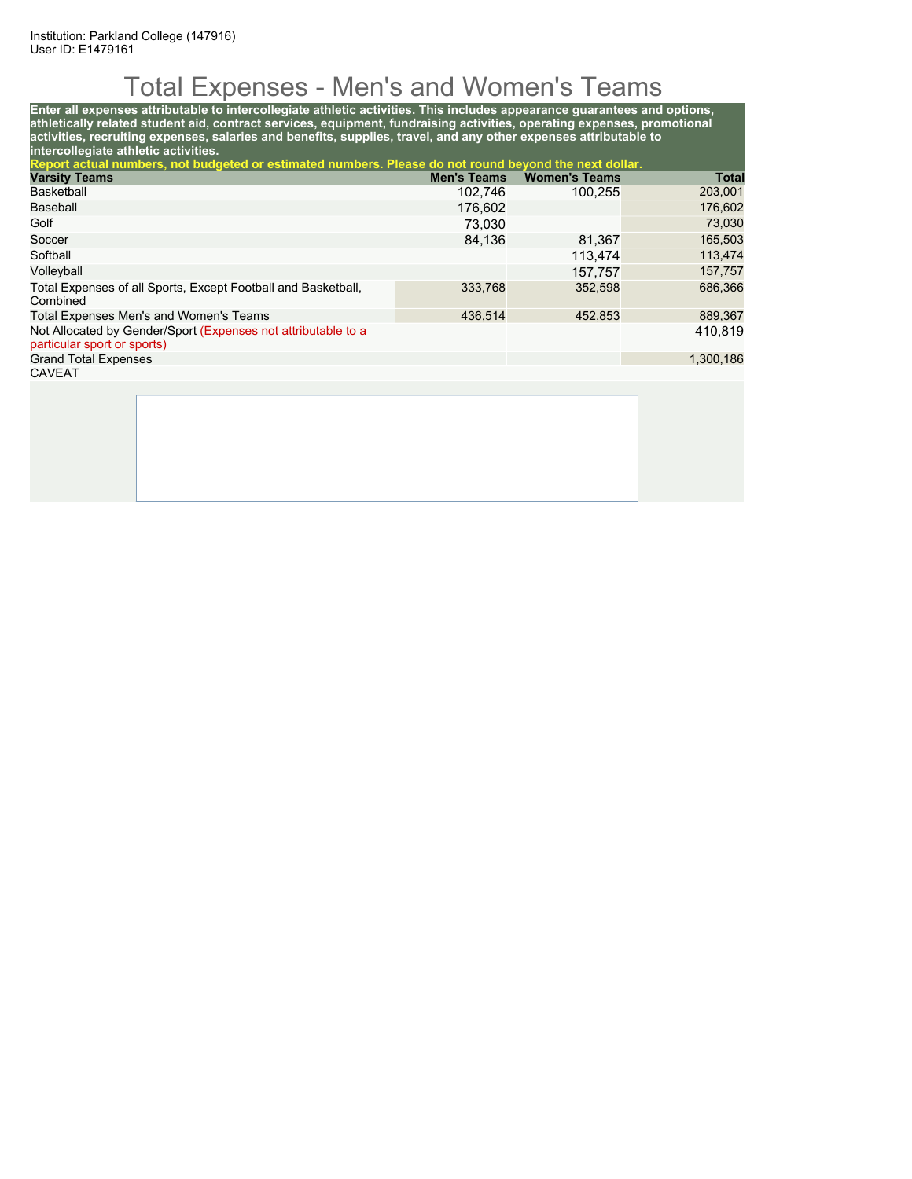Institution: Parkland College (147916)
User ID: E1479161

# Total Expenses - Men's and Women's Teams

**Enter all expenses attributable to intercollegiate athletic activities. This includes appearance guarantees and options, athletically related student aid, contract services, equipment, fundraising activities, operating expenses, promotional activities, recruiting expenses, salaries and benefits, supplies, travel, and any other expenses attributable to intercollegiate athletic activities.**

**Report actual numbers, not budgeted or estimated numbers. Please do not round beyond the next dollar.**

| Varsity Teams | Men's Teams | Women's Teams | Total |
|---|---|---|---|
| Basketball | 102,746 | 100,255 | 203,001 |
| Baseball | 176,602 | | 176,602 |
| Golf | 73,030 | | 73,030 |
| Soccer | 84,136 | 81,367 | 165,503 |
| Softball | | 113,474 | 113,474 |
| Volleyball | | 157,757 | 157,757 |
| Total Expenses of all Sports, Except Football and Basketball, Combined | 333,768 | 352,598 | 686,366 |
| Total Expenses Men's and Women's Teams | 436,514 | 452,853 | 889,367 |
| Not Allocated by Gender/Sport (Expenses not attributable to a particular sport or sports) | | | 410,819 |
| Grand Total Expenses | | | 1,300,186 |

CAVEAT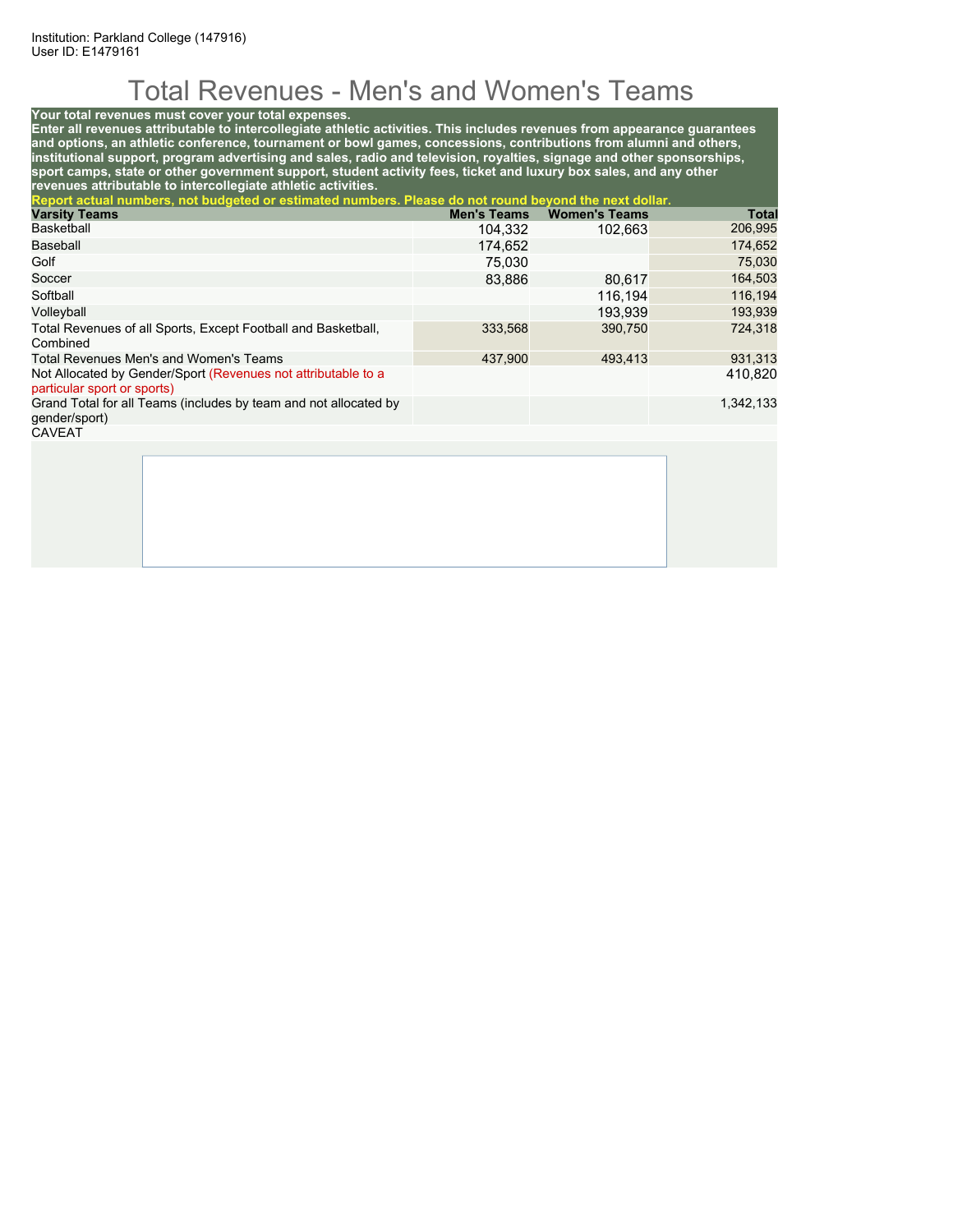Institution: Parkland College (147916)
User ID: E1479161

# Total Revenues - Men's and Women's Teams

**Your total revenues must cover your total expenses.**
**Enter all revenues attributable to intercollegiate athletic activities. This includes revenues from appearance guarantees and options, an athletic conference, tournament or bowl games, concessions, contributions from alumni and others, institutional support, program advertising and sales, radio and television, royalties, signage and other sponsorships, sport camps, state or other government support, student activity fees, ticket and luxury box sales, and any other revenues attributable to intercollegiate athletic activities.**
**Report actual numbers, not budgeted or estimated numbers. Please do not round beyond the next dollar.**

| Varsity Teams | Men's Teams | Women's Teams | Total |
|---|---|---|---|
| Basketball | 104,332 | 102,663 | 206,995 |
| Baseball | 174,652 | | 174,652 |
| Golf | 75,030 | | 75,030 |
| Soccer | 83,886 | 80,617 | 164,503 |
| Softball | | 116,194 | 116,194 |
| Volleyball | | 193,939 | 193,939 |
| Total Revenues of all Sports, Except Football and Basketball, Combined | 333,568 | 390,750 | 724,318 |
| Total Revenues Men's and Women's Teams | 437,900 | 493,413 | 931,313 |
| Not Allocated by Gender/Sport (Revenues not attributable to a particular sport or sports) | | | 410,820 |
| Grand Total for all Teams (includes by team and not allocated by gender/sport) | | | 1,342,133 |

CAVEAT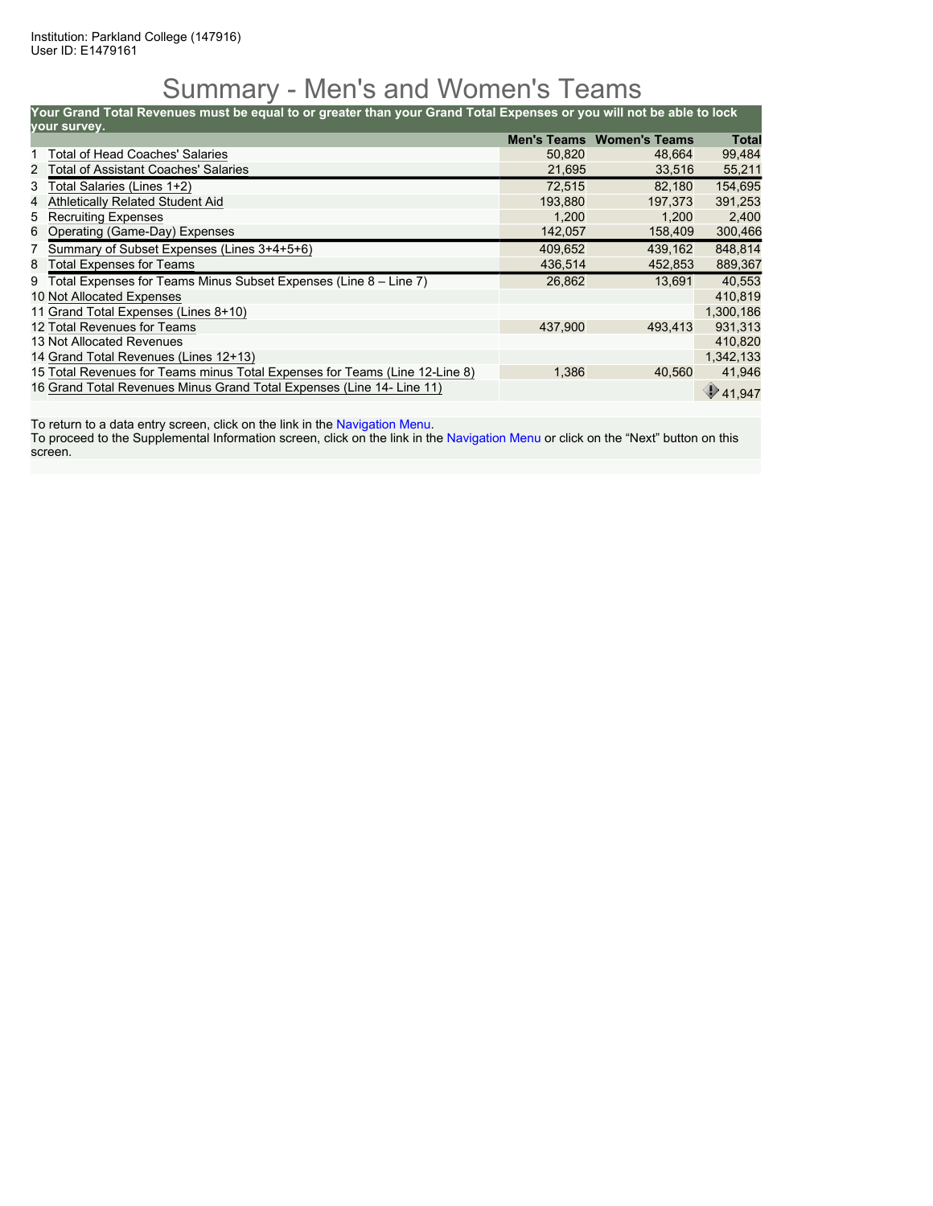Institution: Parkland College (147916)
User ID: E1479161

# Summary - Men's and Women's Teams

**Your Grand Total Revenues must be equal to or greater than your Grand Total Expenses or you will not be able to lock your survey.**

| | | Men's Teams | Women's Teams | Total |
|---|---|---|---|---|
| 1 | Total of Head Coaches' Salaries | 50,820 | 48,664 | 99,484 |
| 2 | Total of Assistant Coaches' Salaries | 21,695 | 33,516 | 55,211 |
| 3 | Total Salaries (Lines 1+2) | 72,515 | 82,180 | 154,695 |
| 4 | Athletically Related Student Aid | 193,880 | 197,373 | 391,253 |
| 5 | Recruiting Expenses | 1,200 | 1,200 | 2,400 |
| 6 | Operating (Game-Day) Expenses | 142,057 | 158,409 | 300,466 |
| 7 | Summary of Subset Expenses (Lines 3+4+5+6) | 409,652 | 439,162 | 848,814 |
| 8 | Total Expenses for Teams | 436,514 | 452,853 | 889,367 |
| 9 | Total Expenses for Teams Minus Subset Expenses (Line 8 – Line 7) | 26,862 | 13,691 | 40,553 |
| 10 | Not Allocated Expenses | | | 410,819 |
| 11 | Grand Total Expenses (Lines 8+10) | | | 1,300,186 |
| 12 | Total Revenues for Teams | 437,900 | 493,413 | 931,313 |
| 13 | Not Allocated Revenues | | | 410,820 |
| 14 | Grand Total Revenues (Lines 12+13) | | | 1,342,133 |
| 15 | Total Revenues for Teams minus Total Expenses for Teams (Line 12-Line 8) | 1,386 | 40,560 | 41,946 |
| 16 | Grand Total Revenues Minus Grand Total Expenses (Line 14- Line 11) | | | 41,947 |

To return to a data entry screen, click on the link in the Navigation Menu.
To proceed to the Supplemental Information screen, click on the link in the Navigation Menu or click on the "Next" button on this screen.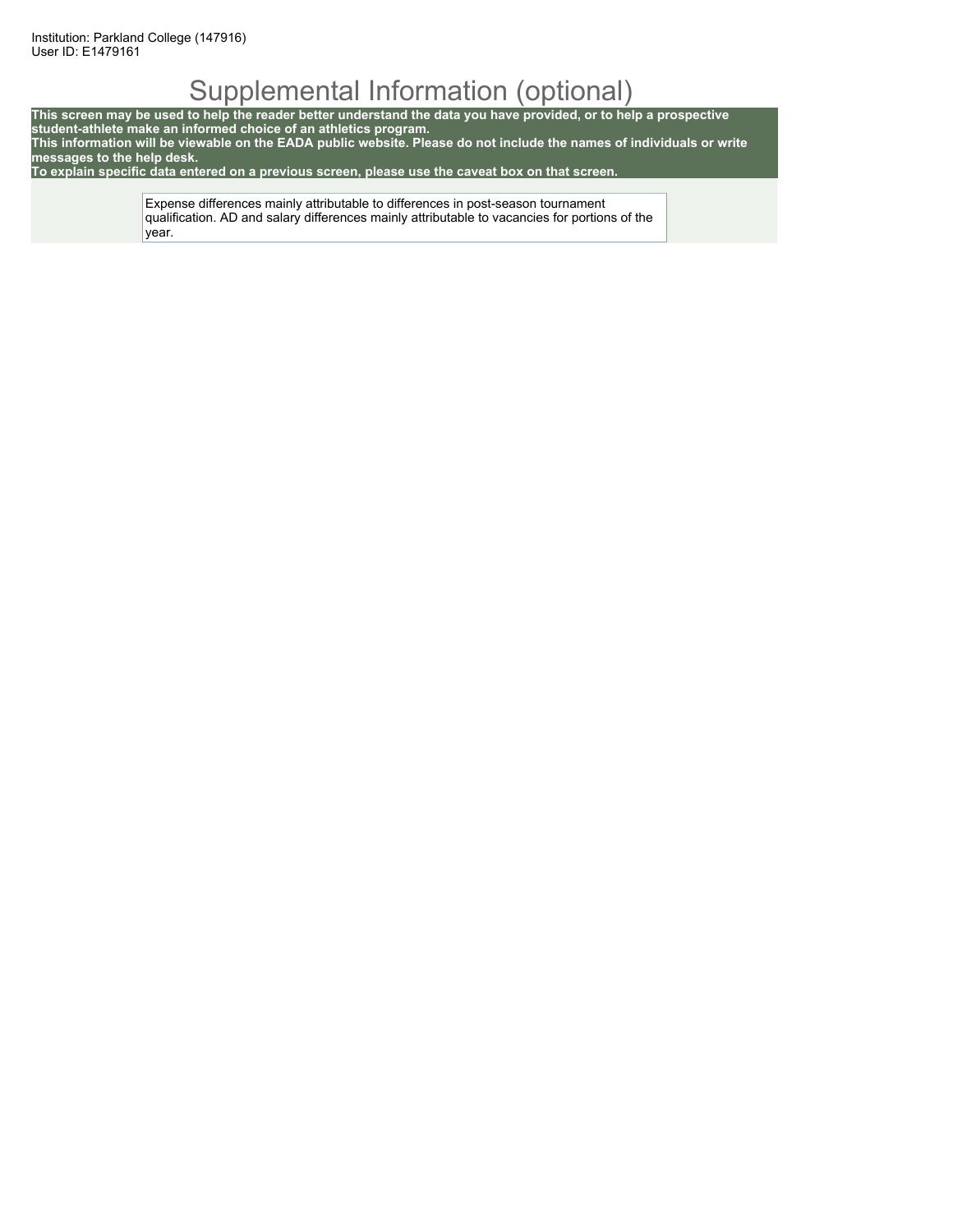Institution: Parkland College (147916)
User ID: E1479161

# Supplemental Information (optional)

**This screen may be used to help the reader better understand the data you have provided, or to help a prospective student-athlete make an informed choice of an athletics program.**
**This information will be viewable on the EADA public website. Please do not include the names of individuals or write messages to the help desk.**
**To explain specific data entered on a previous screen, please use the caveat box on that screen.**

Expense differences mainly attributable to differences in post-season tournament qualification. AD and salary differences mainly attributable to vacancies for portions of the year.